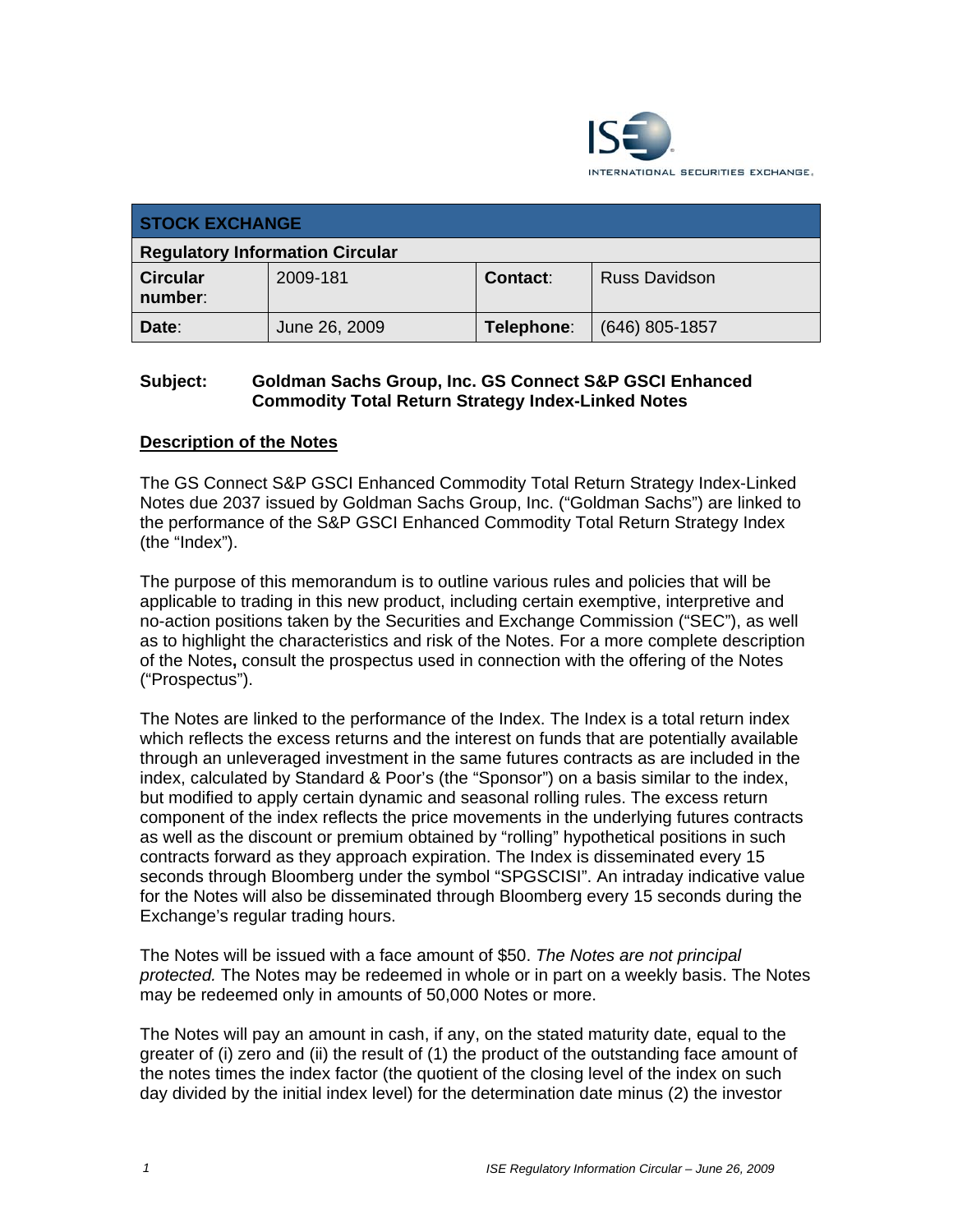ISE INTERNATIONAL SECURITIES EXCHANGE.

| STOCK EXCHANGE | | | |
|---|---|---|---|
| **Regulatory Information Circular** | | | |
| **Circular number**: | 2009-181 | **Contact**: | Russ Davidson |
| **Date**: | June 26, 2009 | **Telephone**: | (646) 805-1857 |

**Subject: Goldman Sachs Group, Inc. GS Connect S&P GSCI Enhanced Commodity Total Return Strategy Index-Linked Notes**

## Description of the Notes

The GS Connect S&P GSCI Enhanced Commodity Total Return Strategy Index-Linked Notes due 2037 issued by Goldman Sachs Group, Inc. ("Goldman Sachs") are linked to the performance of the S&P GSCI Enhanced Commodity Total Return Strategy Index (the "Index").

The purpose of this memorandum is to outline various rules and policies that will be applicable to trading in this new product, including certain exemptive, interpretive and no-action positions taken by the Securities and Exchange Commission ("SEC"), as well as to highlight the characteristics and risk of the Notes. For a more complete description of the Notes**,** consult the prospectus used in connection with the offering of the Notes ("Prospectus").

The Notes are linked to the performance of the Index. The Index is a total return index which reflects the excess returns and the interest on funds that are potentially available through an unleveraged investment in the same futures contracts as are included in the index, calculated by Standard & Poor's (the "Sponsor") on a basis similar to the index, but modified to apply certain dynamic and seasonal rolling rules. The excess return component of the index reflects the price movements in the underlying futures contracts as well as the discount or premium obtained by "rolling" hypothetical positions in such contracts forward as they approach expiration. The Index is disseminated every 15 seconds through Bloomberg under the symbol "SPGSCISI". An intraday indicative value for the Notes will also be disseminated through Bloomberg every 15 seconds during the Exchange's regular trading hours.

The Notes will be issued with a face amount of $50. *The Notes are not principal protected.* The Notes may be redeemed in whole or in part on a weekly basis. The Notes may be redeemed only in amounts of 50,000 Notes or more.

The Notes will pay an amount in cash, if any, on the stated maturity date, equal to the greater of (i) zero and (ii) the result of (1) the product of the outstanding face amount of the notes times the index factor (the quotient of the closing level of the index on such day divided by the initial index level) for the determination date minus (2) the investor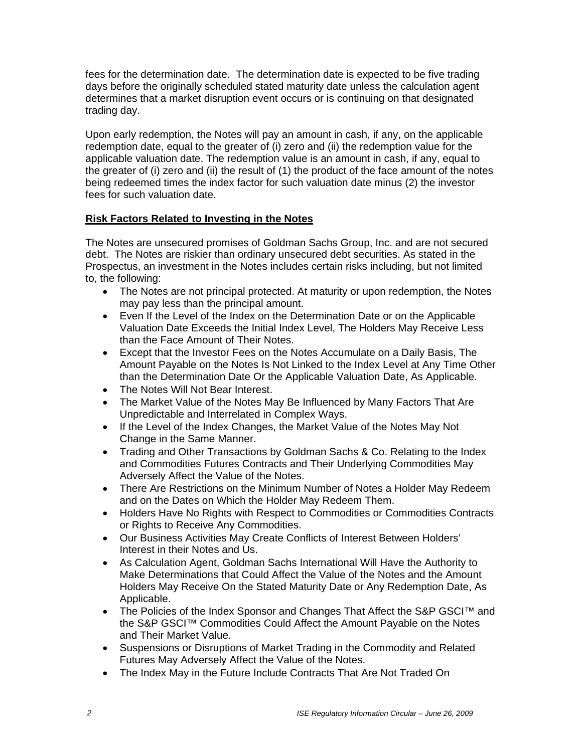fees for the determination date. The determination date is expected to be five trading days before the originally scheduled stated maturity date unless the calculation agent determines that a market disruption event occurs or is continuing on that designated trading day.

Upon early redemption, the Notes will pay an amount in cash, if any, on the applicable redemption date, equal to the greater of (i) zero and (ii) the redemption value for the applicable valuation date. The redemption value is an amount in cash, if any, equal to the greater of (i) zero and (ii) the result of (1) the product of the face amount of the notes being redeemed times the index factor for such valuation date minus (2) the investor fees for such valuation date.

**Risk Factors Related to Investing in the Notes**

The Notes are unsecured promises of Goldman Sachs Group, Inc. and are not secured debt. The Notes are riskier than ordinary unsecured debt securities. As stated in the Prospectus, an investment in the Notes includes certain risks including, but not limited to, the following:

- The Notes are not principal protected. At maturity or upon redemption, the Notes may pay less than the principal amount.
- Even If the Level of the Index on the Determination Date or on the Applicable Valuation Date Exceeds the Initial Index Level, The Holders May Receive Less than the Face Amount of Their Notes.
- Except that the Investor Fees on the Notes Accumulate on a Daily Basis, The Amount Payable on the Notes Is Not Linked to the Index Level at Any Time Other than the Determination Date Or the Applicable Valuation Date, As Applicable.
- The Notes Will Not Bear Interest.
- The Market Value of the Notes May Be Influenced by Many Factors That Are Unpredictable and Interrelated in Complex Ways.
- If the Level of the Index Changes, the Market Value of the Notes May Not Change in the Same Manner.
- Trading and Other Transactions by Goldman Sachs & Co. Relating to the Index and Commodities Futures Contracts and Their Underlying Commodities May Adversely Affect the Value of the Notes.
- There Are Restrictions on the Minimum Number of Notes a Holder May Redeem and on the Dates on Which the Holder May Redeem Them.
- Holders Have No Rights with Respect to Commodities or Commodities Contracts or Rights to Receive Any Commodities.
- Our Business Activities May Create Conflicts of Interest Between Holders' Interest in their Notes and Us.
- As Calculation Agent, Goldman Sachs International Will Have the Authority to Make Determinations that Could Affect the Value of the Notes and the Amount Holders May Receive On the Stated Maturity Date or Any Redemption Date, As Applicable.
- The Policies of the Index Sponsor and Changes That Affect the S&P GSCI™ and the S&P GSCI™ Commodities Could Affect the Amount Payable on the Notes and Their Market Value.
- Suspensions or Disruptions of Market Trading in the Commodity and Related Futures May Adversely Affect the Value of the Notes.
- The Index May in the Future Include Contracts That Are Not Traded On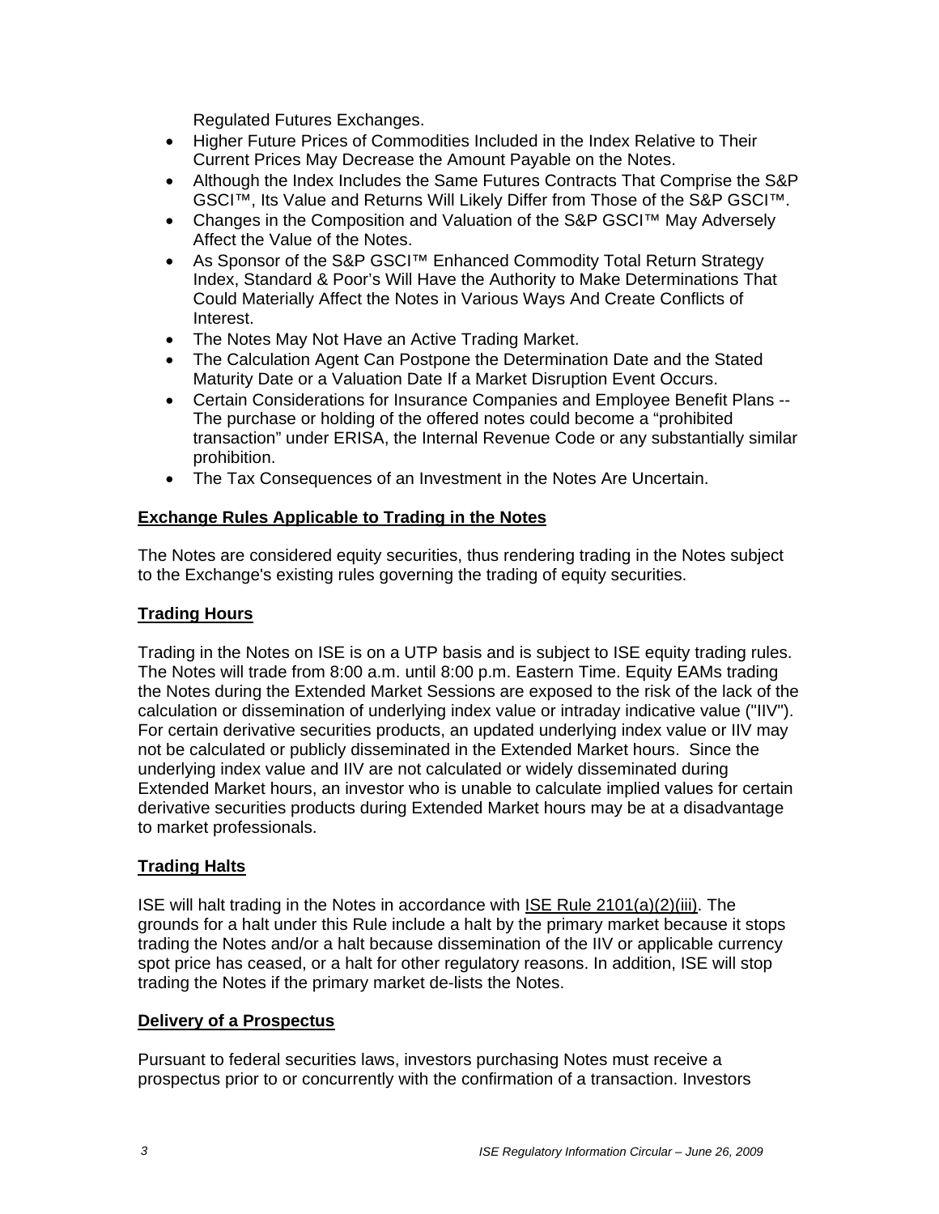Regulated Futures Exchanges.

- Higher Future Prices of Commodities Included in the Index Relative to Their Current Prices May Decrease the Amount Payable on the Notes.
- Although the Index Includes the Same Futures Contracts That Comprise the S&P GSCI™, Its Value and Returns Will Likely Differ from Those of the S&P GSCI™.
- Changes in the Composition and Valuation of the S&P GSCI™ May Adversely Affect the Value of the Notes.
- As Sponsor of the S&P GSCI™ Enhanced Commodity Total Return Strategy Index, Standard & Poor's Will Have the Authority to Make Determinations That Could Materially Affect the Notes in Various Ways And Create Conflicts of Interest.
- The Notes May Not Have an Active Trading Market.
- The Calculation Agent Can Postpone the Determination Date and the Stated Maturity Date or a Valuation Date If a Market Disruption Event Occurs.
- Certain Considerations for Insurance Companies and Employee Benefit Plans -- The purchase or holding of the offered notes could become a "prohibited transaction" under ERISA, the Internal Revenue Code or any substantially similar prohibition.
- The Tax Consequences of an Investment in the Notes Are Uncertain.

**Exchange Rules Applicable to Trading in the Notes**

The Notes are considered equity securities, thus rendering trading in the Notes subject to the Exchange's existing rules governing the trading of equity securities.

**Trading Hours**

Trading in the Notes on ISE is on a UTP basis and is subject to ISE equity trading rules. The Notes will trade from 8:00 a.m. until 8:00 p.m. Eastern Time. Equity EAMs trading the Notes during the Extended Market Sessions are exposed to the risk of the lack of the calculation or dissemination of underlying index value or intraday indicative value ("IIV"). For certain derivative securities products, an updated underlying index value or IIV may not be calculated or publicly disseminated in the Extended Market hours. Since the underlying index value and IIV are not calculated or widely disseminated during Extended Market hours, an investor who is unable to calculate implied values for certain derivative securities products during Extended Market hours may be at a disadvantage to market professionals.

**Trading Halts**

ISE will halt trading in the Notes in accordance with ISE Rule 2101(a)(2)(iii). The grounds for a halt under this Rule include a halt by the primary market because it stops trading the Notes and/or a halt because dissemination of the IIV or applicable currency spot price has ceased, or a halt for other regulatory reasons. In addition, ISE will stop trading the Notes if the primary market de-lists the Notes.

**Delivery of a Prospectus**

Pursuant to federal securities laws, investors purchasing Notes must receive a prospectus prior to or concurrently with the confirmation of a transaction. Investors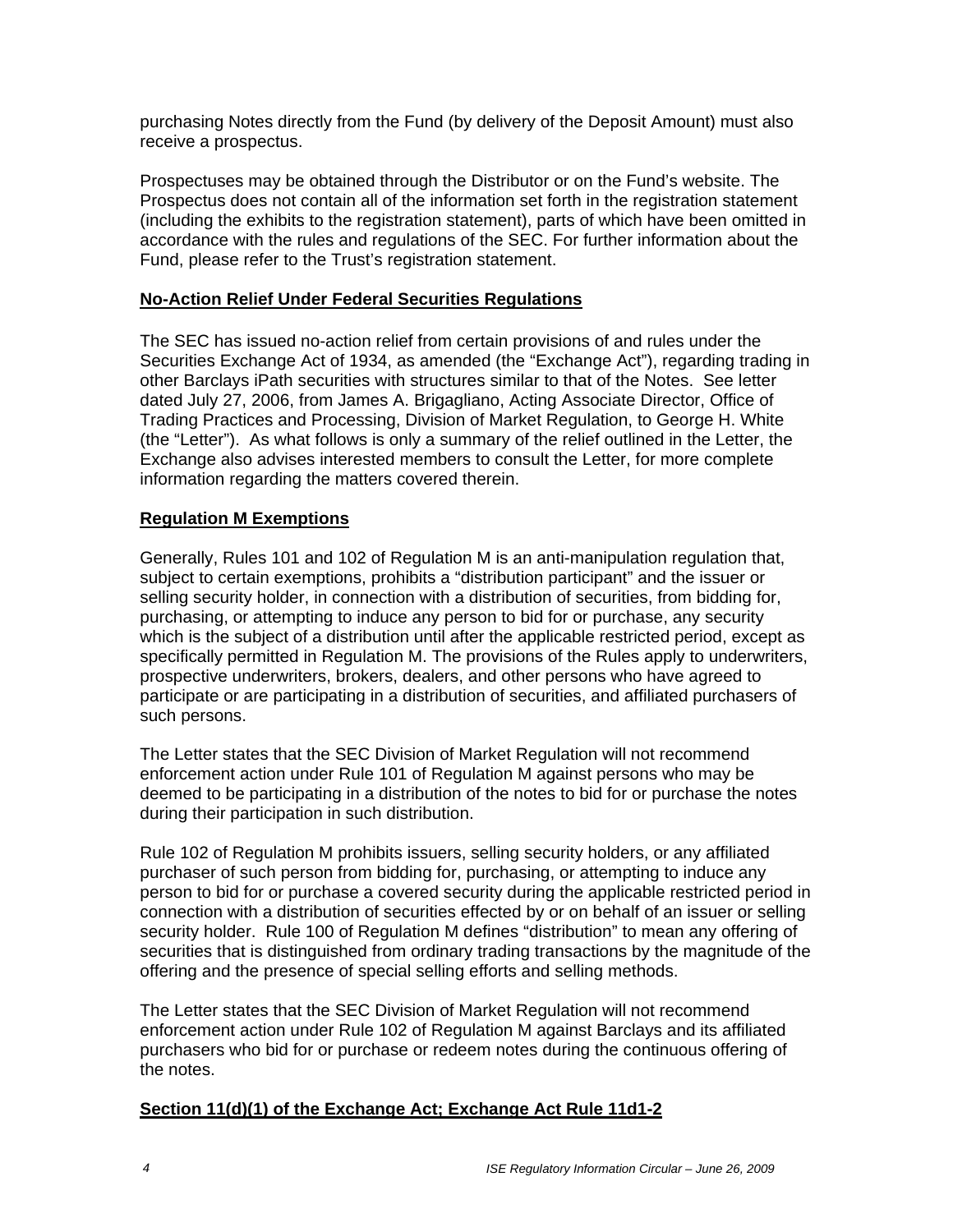purchasing Notes directly from the Fund (by delivery of the Deposit Amount) must also receive a prospectus.

Prospectuses may be obtained through the Distributor or on the Fund's website. The Prospectus does not contain all of the information set forth in the registration statement (including the exhibits to the registration statement), parts of which have been omitted in accordance with the rules and regulations of the SEC. For further information about the Fund, please refer to the Trust's registration statement.

## No-Action Relief Under Federal Securities Regulations

The SEC has issued no-action relief from certain provisions of and rules under the Securities Exchange Act of 1934, as amended (the "Exchange Act"), regarding trading in other Barclays iPath securities with structures similar to that of the Notes. See letter dated July 27, 2006, from James A. Brigagliano, Acting Associate Director, Office of Trading Practices and Processing, Division of Market Regulation, to George H. White (the "Letter"). As what follows is only a summary of the relief outlined in the Letter, the Exchange also advises interested members to consult the Letter, for more complete information regarding the matters covered therein.

## Regulation M Exemptions

Generally, Rules 101 and 102 of Regulation M is an anti-manipulation regulation that, subject to certain exemptions, prohibits a "distribution participant" and the issuer or selling security holder, in connection with a distribution of securities, from bidding for, purchasing, or attempting to induce any person to bid for or purchase, any security which is the subject of a distribution until after the applicable restricted period, except as specifically permitted in Regulation M. The provisions of the Rules apply to underwriters, prospective underwriters, brokers, dealers, and other persons who have agreed to participate or are participating in a distribution of securities, and affiliated purchasers of such persons.

The Letter states that the SEC Division of Market Regulation will not recommend enforcement action under Rule 101 of Regulation M against persons who may be deemed to be participating in a distribution of the notes to bid for or purchase the notes during their participation in such distribution.

Rule 102 of Regulation M prohibits issuers, selling security holders, or any affiliated purchaser of such person from bidding for, purchasing, or attempting to induce any person to bid for or purchase a covered security during the applicable restricted period in connection with a distribution of securities effected by or on behalf of an issuer or selling security holder. Rule 100 of Regulation M defines "distribution" to mean any offering of securities that is distinguished from ordinary trading transactions by the magnitude of the offering and the presence of special selling efforts and selling methods.

The Letter states that the SEC Division of Market Regulation will not recommend enforcement action under Rule 102 of Regulation M against Barclays and its affiliated purchasers who bid for or purchase or redeem notes during the continuous offering of the notes.

## Section 11(d)(1) of the Exchange Act; Exchange Act Rule 11d1-2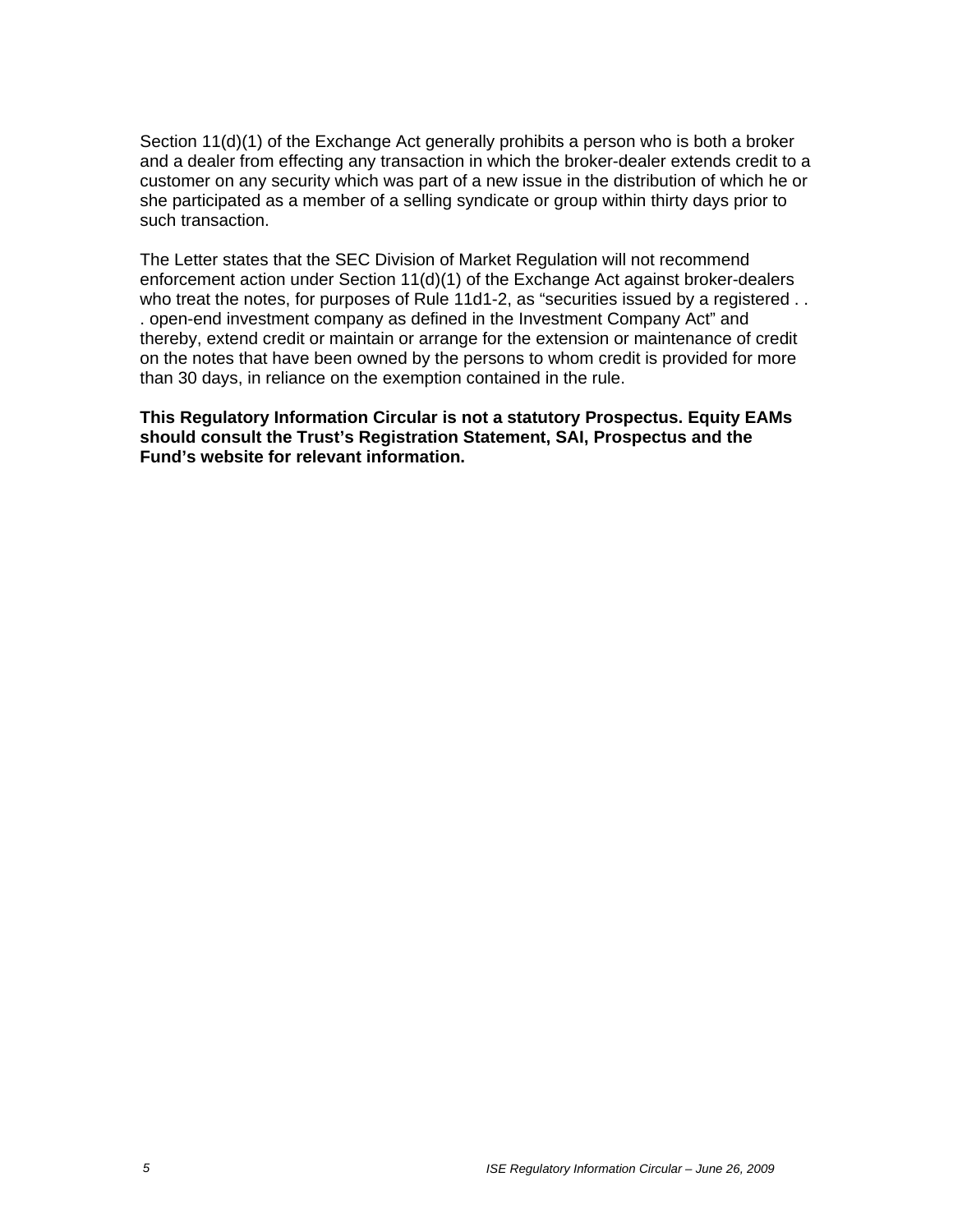Section 11(d)(1) of the Exchange Act generally prohibits a person who is both a broker and a dealer from effecting any transaction in which the broker-dealer extends credit to a customer on any security which was part of a new issue in the distribution of which he or she participated as a member of a selling syndicate or group within thirty days prior to such transaction.

The Letter states that the SEC Division of Market Regulation will not recommend enforcement action under Section 11(d)(1) of the Exchange Act against broker-dealers who treat the notes, for purposes of Rule 11d1-2, as "securities issued by a registered . . . open-end investment company as defined in the Investment Company Act" and thereby, extend credit or maintain or arrange for the extension or maintenance of credit on the notes that have been owned by the persons to whom credit is provided for more than 30 days, in reliance on the exemption contained in the rule.

**This Regulatory Information Circular is not a statutory Prospectus. Equity EAMs should consult the Trust's Registration Statement, SAI, Prospectus and the Fund's website for relevant information.**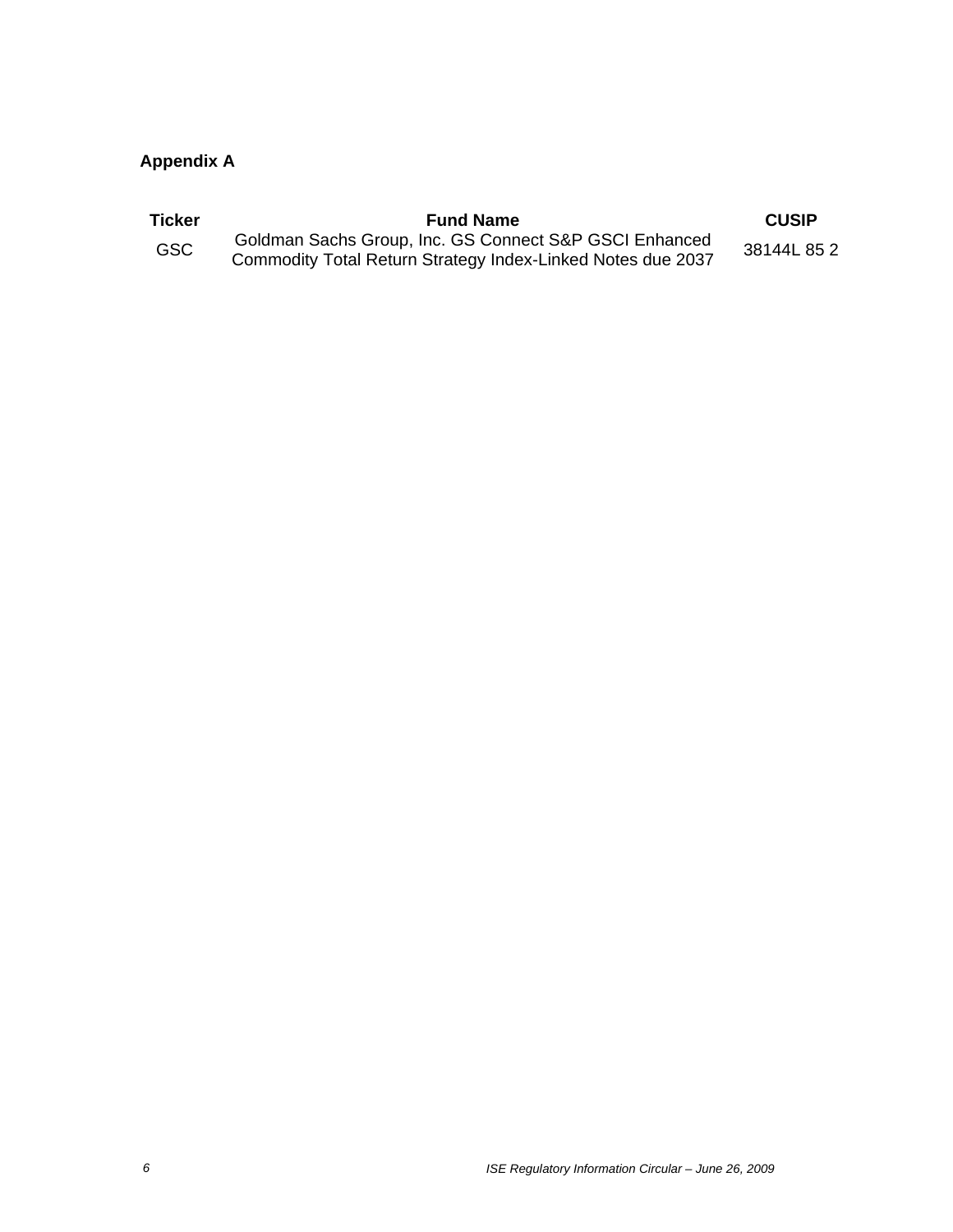**Appendix A**

| Ticker | Fund Name | CUSIP |
| --- | --- | --- |
| GSC | Goldman Sachs Group, Inc. GS Connect S&P GSCI Enhanced Commodity Total Return Strategy Index-Linked Notes due 2037 | 38144L 85 2 |